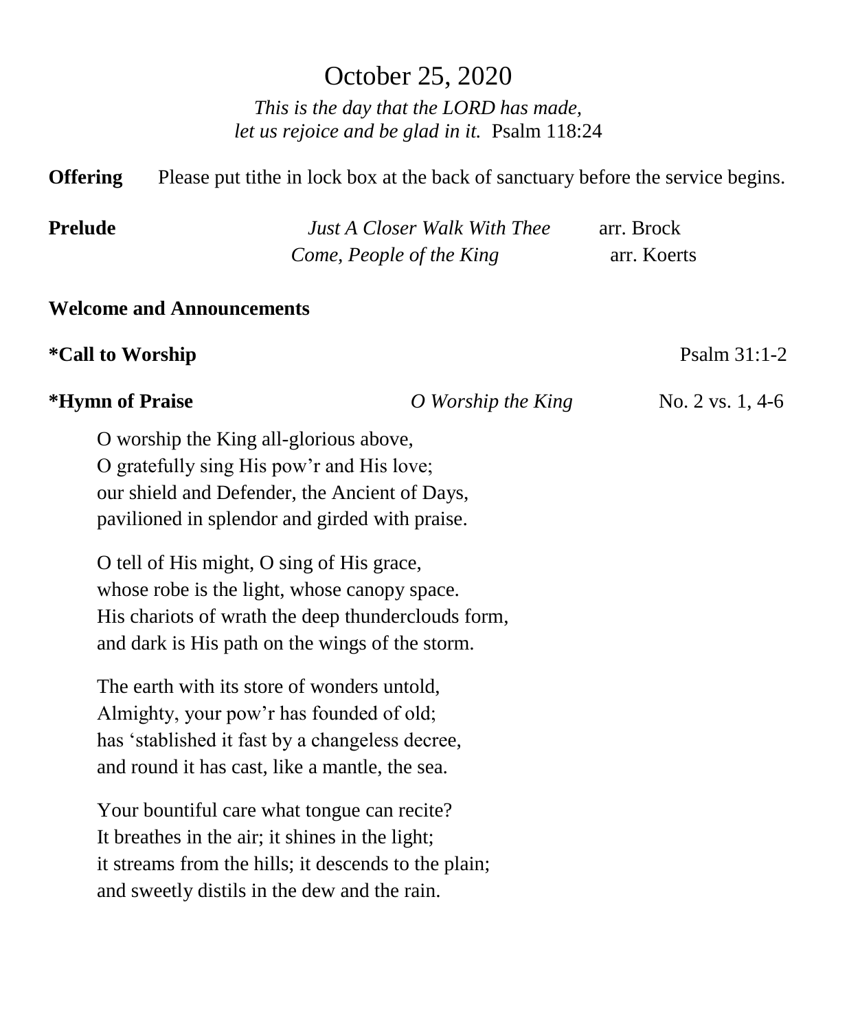# October 25, 2020

*This is the day that the LORD has made,*
*let us rejoice and be glad in it.* Psalm 118:24

**Offering** Please put tithe in lock box at the back of sanctuary before the service begins.

**Prelude** *Just A Closer Walk With Thee* arr. Brock
*Come, People of the King* arr. Koerts

**Welcome and Announcements**

**\*Call to Worship** Psalm 31:1-2

**\*Hymn of Praise** *O Worship the King* No. 2 vs. 1, 4-6

O worship the King all-glorious above,
O gratefully sing His pow'r and His love;
our shield and Defender, the Ancient of Days,
pavilioned in splendor and girded with praise.

O tell of His might, O sing of His grace,
whose robe is the light, whose canopy space.
His chariots of wrath the deep thunderclouds form,
and dark is His path on the wings of the storm.

The earth with its store of wonders untold,
Almighty, your pow'r has founded of old;
has 'stablished it fast by a changeless decree,
and round it has cast, like a mantle, the sea.

Your bountiful care what tongue can recite?
It breathes in the air; it shines in the light;
it streams from the hills; it descends to the plain;
and sweetly distils in the dew and the rain.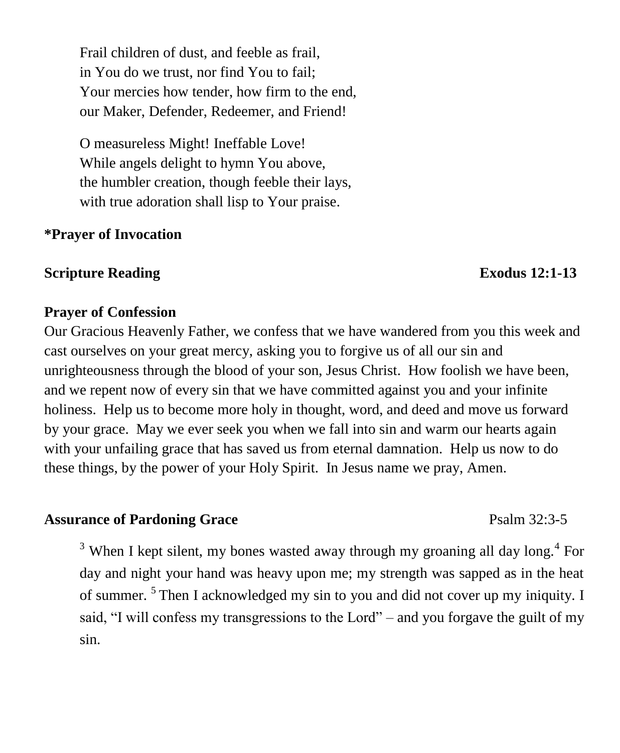Frail children of dust, and feeble as frail,
in You do we trust, nor find You to fail;
Your mercies how tender, how firm to the end,
our Maker, Defender, Redeemer, and Friend!

O measureless Might! Ineffable Love!
While angels delight to hymn You above,
the humbler creation, though feeble their lays,
with true adoration shall lisp to Your praise.

**\*Prayer of Invocation**

**Scripture Reading** **Exodus 12:1-13**

**Prayer of Confession**

Our Gracious Heavenly Father, we confess that we have wandered from you this week and cast ourselves on your great mercy, asking you to forgive us of all our sin and unrighteousness through the blood of your son, Jesus Christ. How foolish we have been, and we repent now of every sin that we have committed against you and your infinite holiness. Help us to become more holy in thought, word, and deed and move us forward by your grace. May we ever seek you when we fall into sin and warm our hearts again with your unfailing grace that has saved us from eternal damnation. Help us now to do these things, by the power of your Holy Spirit. In Jesus name we pray, Amen.

**Assurance of Pardoning Grace** Psalm 32:3-5

3 When I kept silent, my bones wasted away through my groaning all day long. 4 For day and night your hand was heavy upon me; my strength was sapped as in the heat of summer. 5 Then I acknowledged my sin to you and did not cover up my iniquity. I said, "I will confess my transgressions to the Lord" – and you forgave the guilt of my sin.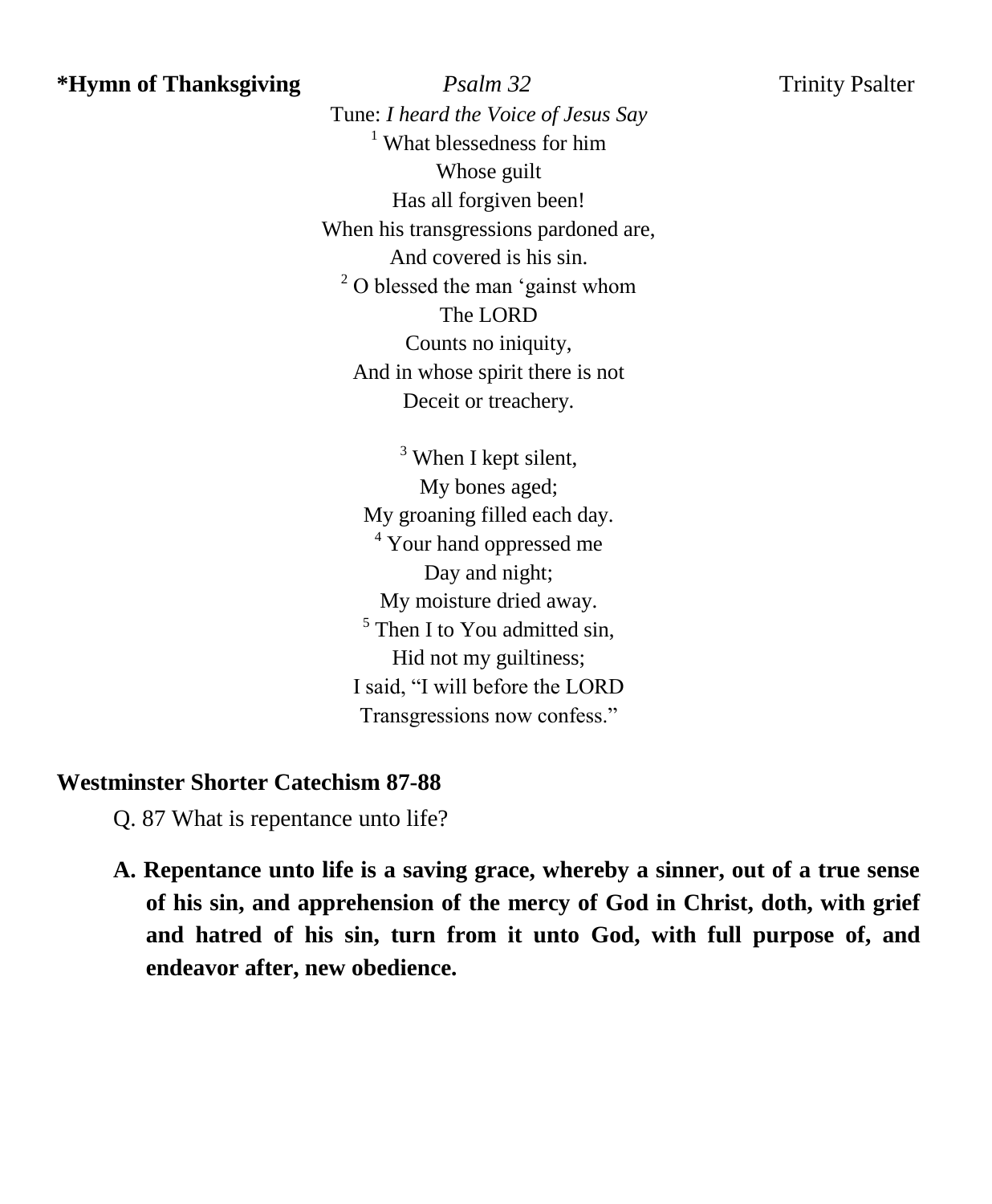**\*Hymn of Thanksgiving** *Psalm 32* Trinity Psalter

Tune: *I heard the Voice of Jesus Say*

[1] What blessedness for him
Whose guilt
Has all forgiven been!
When his transgressions pardoned are,
And covered is his sin.
[2] O blessed the man 'gainst whom
The LORD
Counts no iniquity,
And in whose spirit there is not
Deceit or treachery.

[3] When I kept silent,
My bones aged;
My groaning filled each day.
[4] Your hand oppressed me
Day and night;
My moisture dried away.
[5] Then I to You admitted sin,
Hid not my guiltiness;
I said, "I will before the LORD
Transgressions now confess."

**Westminster Shorter Catechism 87-88**

Q. 87 What is repentance unto life?

**A. Repentance unto life is a saving grace, whereby a sinner, out of a true sense of his sin, and apprehension of the mercy of God in Christ, doth, with grief and hatred of his sin, turn from it unto God, with full purpose of, and endeavor after, new obedience.**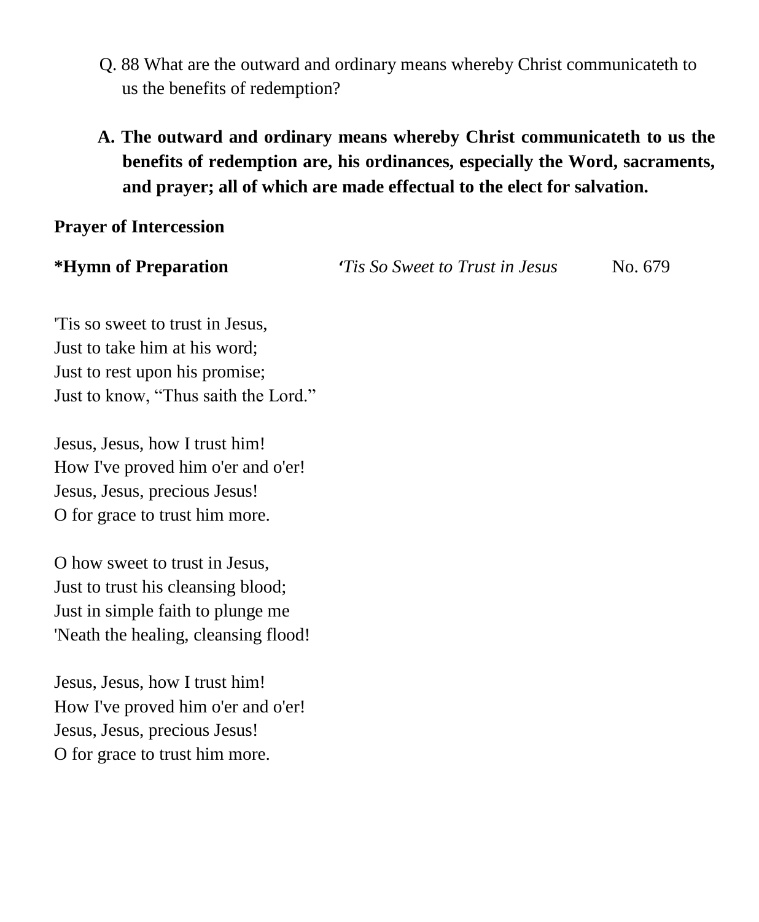Q. 88 What are the outward and ordinary means whereby Christ communicateth to us the benefits of redemption?

**A. The outward and ordinary means whereby Christ communicateth to us the benefits of redemption are, his ordinances, especially the Word, sacraments, and prayer; all of which are made effectual to the elect for salvation.**

**Prayer of Intercession**

**\*Hymn of Preparation** *'Tis So Sweet to Trust in Jesus* No. 679

'Tis so sweet to trust in Jesus,
Just to take him at his word;
Just to rest upon his promise;
Just to know, "Thus saith the Lord."

Jesus, Jesus, how I trust him!
How I've proved him o'er and o'er!
Jesus, Jesus, precious Jesus!
O for grace to trust him more.

O how sweet to trust in Jesus,
Just to trust his cleansing blood;
Just in simple faith to plunge me
'Neath the healing, cleansing flood!

Jesus, Jesus, how I trust him!
How I've proved him o'er and o'er!
Jesus, Jesus, precious Jesus!
O for grace to trust him more.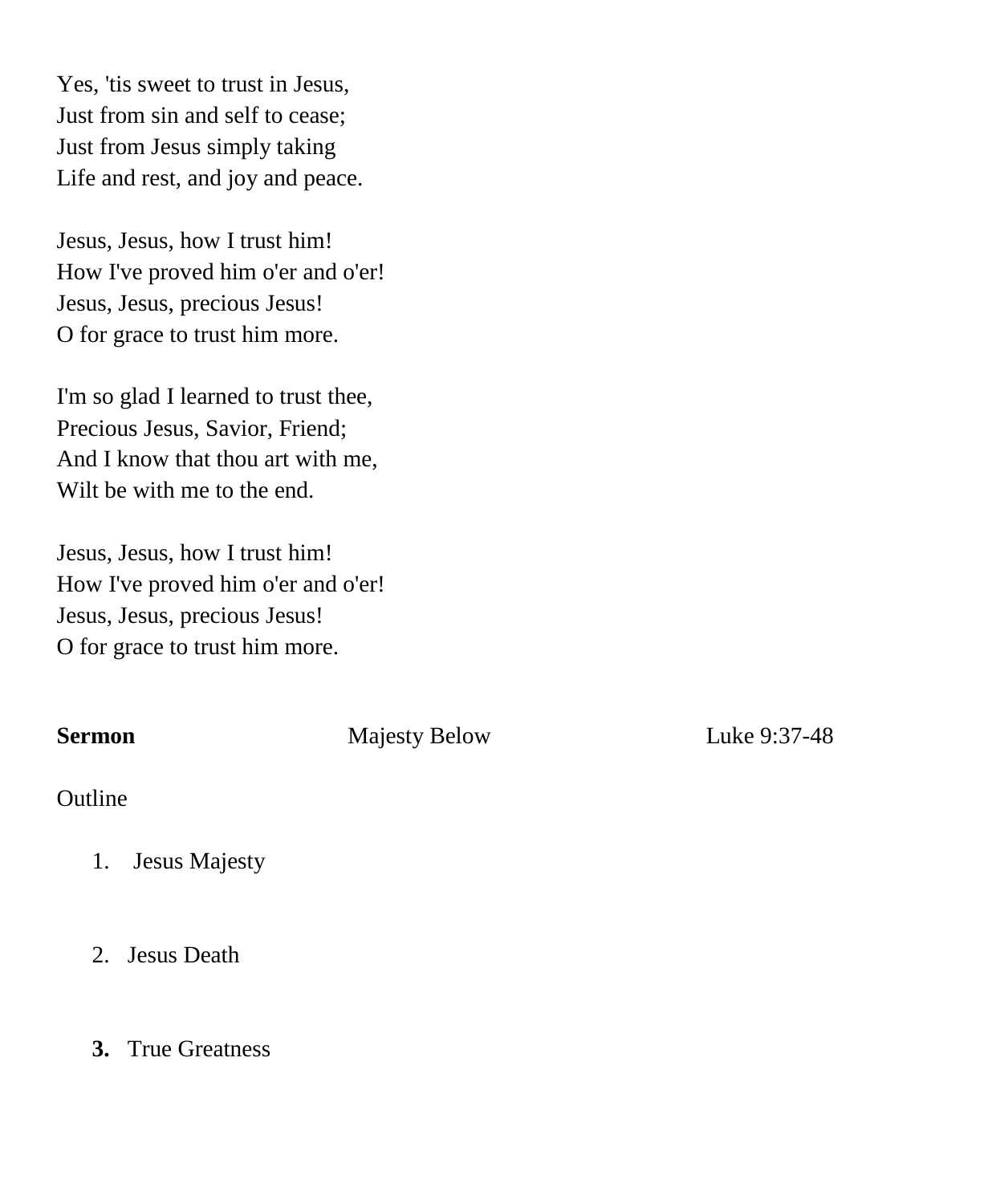Yes, 'tis sweet to trust in Jesus,
Just from sin and self to cease;
Just from Jesus simply taking
Life and rest, and joy and peace.

Jesus, Jesus, how I trust him!
How I've proved him o'er and o'er!
Jesus, Jesus, precious Jesus!
O for grace to trust him more.

I'm so glad I learned to trust thee,
Precious Jesus, Savior, Friend;
And I know that thou art with me,
Wilt be with me to the end.

Jesus, Jesus, how I trust him!
How I've proved him o'er and o'er!
Jesus, Jesus, precious Jesus!
O for grace to trust him more.

**Sermon** Majesty Below Luke 9:37-48

Outline

1. Jesus Majesty

2. Jesus Death

3. True Greatness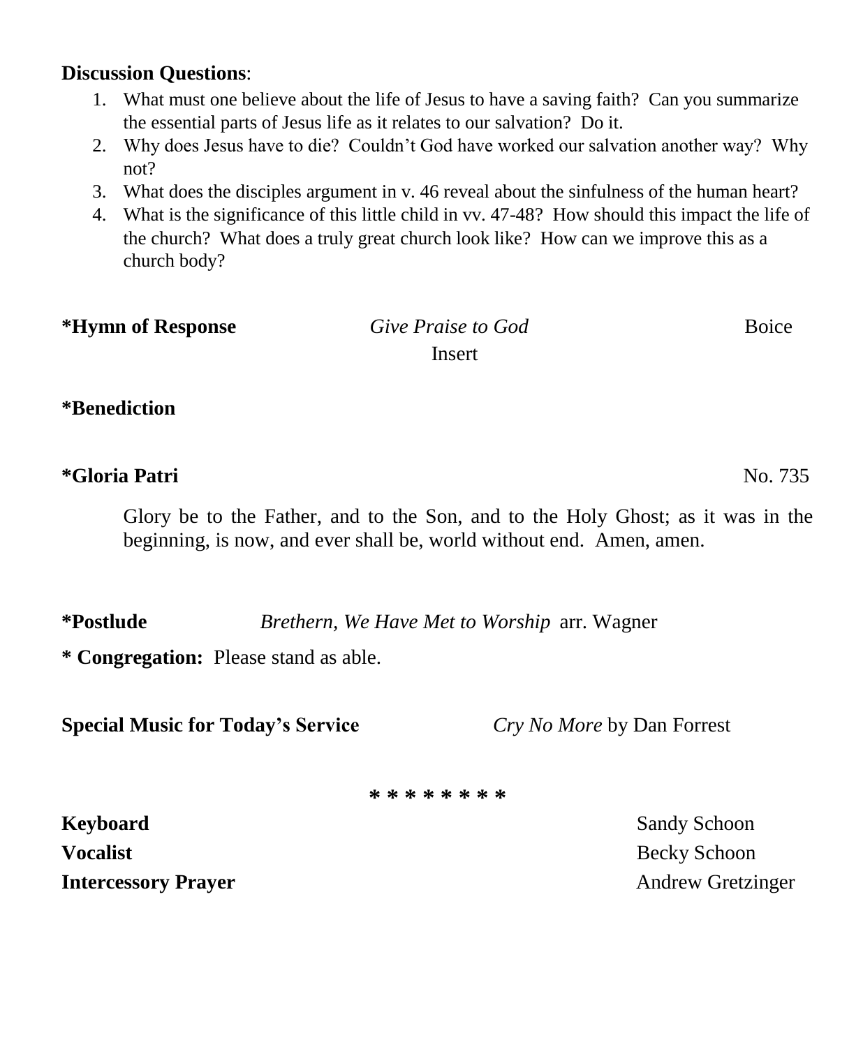**Discussion Questions**:

1. What must one believe about the life of Jesus to have a saving faith? Can you summarize the essential parts of Jesus life as it relates to our salvation? Do it.
2. Why does Jesus have to die? Couldn't God have worked our salvation another way? Why not?
3. What does the disciples argument in v. 46 reveal about the sinfulness of the human heart?
4. What is the significance of this little child in vv. 47-48? How should this impact the life of the church? What does a truly great church look like? How can we improve this as a church body?

**\*Hymn of Response** *Give Praise to God* Boice
Insert

**\*Benediction**

**\*Gloria Patri** No. 735

Glory be to the Father, and to the Son, and to the Holy Ghost; as it was in the beginning, is now, and ever shall be, world without end. Amen, amen.

**\*Postlude** *Brethern, We Have Met to Worship* arr. Wagner

**\* Congregation:** Please stand as able.

**Special Music for Today's Service** *Cry No More* by Dan Forrest

\* \* \* \* \* \* \* \*

**Keyboard** Sandy Schoon
**Vocalist** Becky Schoon
**Intercessory Prayer** Andrew Gretzinger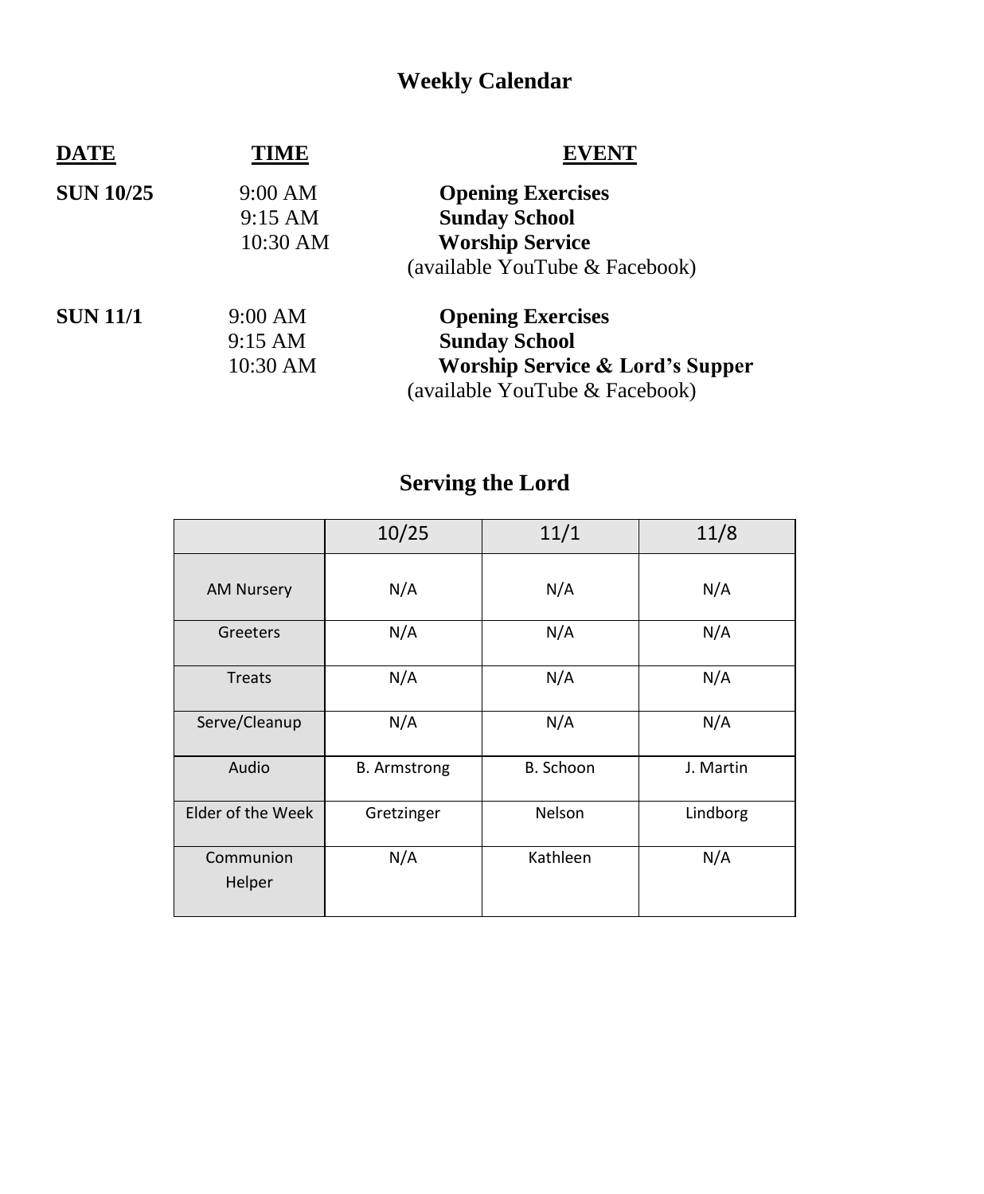# Weekly Calendar

| DATE | TIME | EVENT |
|---|---|---|
| **SUN 10/25** | 9:00 AM | **Opening Exercises** |
| | 9:15 AM | **Sunday School** |
| | 10:30 AM | **Worship Service** (available YouTube & Facebook) |
| **SUN 11/1** | 9:00 AM | **Opening Exercises** |
| | 9:15 AM | **Sunday School** |
| | 10:30 AM | **Worship Service & Lord's Supper** (available YouTube & Facebook) |

# Serving the Lord

| | 10/25 | 11/1 | 11/8 |
|---|---|---|---|
| AM Nursery | N/A | N/A | N/A |
| Greeters | N/A | N/A | N/A |
| Treats | N/A | N/A | N/A |
| Serve/Cleanup | N/A | N/A | N/A |
| Audio | B. Armstrong | B. Schoon | J. Martin |
| Elder of the Week | Gretzinger | Nelson | Lindborg |
| Communion Helper | N/A | Kathleen | N/A |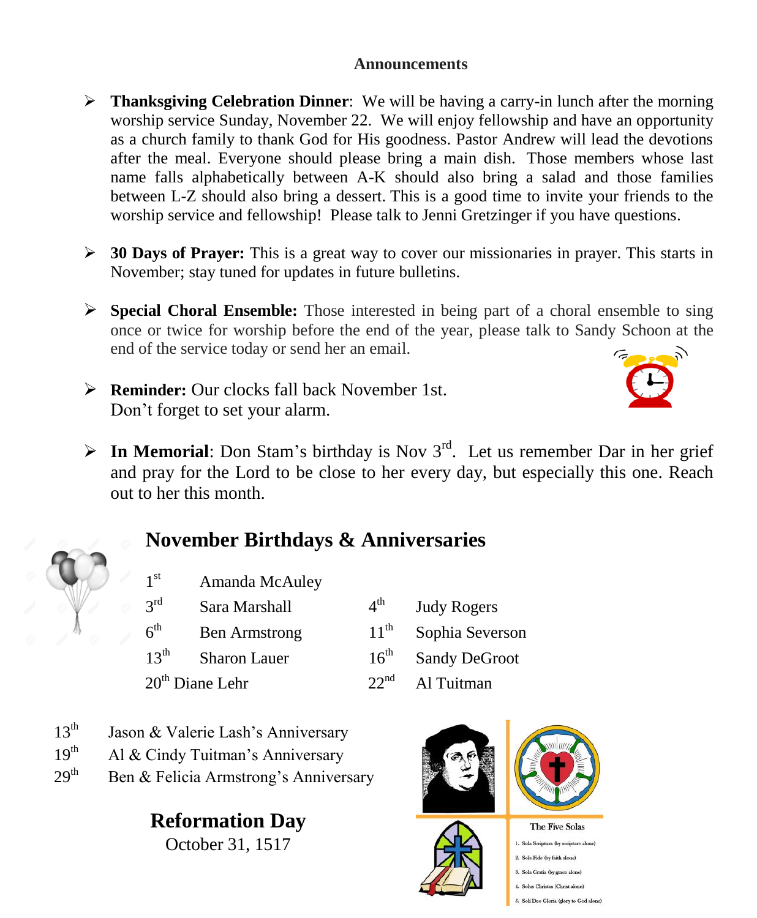## Announcements

- **Thanksgiving Celebration Dinner**: We will be having a carry-in lunch after the morning worship service Sunday, November 22. We will enjoy fellowship and have an opportunity as a church family to thank God for His goodness. Pastor Andrew will lead the devotions after the meal. Everyone should please bring a main dish. Those members whose last name falls alphabetically between A-K should also bring a salad and those families between L-Z should also bring a dessert. This is a good time to invite your friends to the worship service and fellowship! Please talk to Jenni Gretzinger if you have questions.

- **30 Days of Prayer:** This is a great way to cover our missionaries in prayer. This starts in November; stay tuned for updates in future bulletins.

- **Special Choral Ensemble:** Those interested in being part of a choral ensemble to sing once or twice for worship before the end of the year, please talk to Sandy Schoon at the end of the service today or send her an email.

- **Reminder:** Our clocks fall back November 1st. Don't forget to set your alarm.

- **In Memorial**: Don Stam's birthday is Nov 3rd. Let us remember Dar in her grief and pray for the Lord to be close to her every day, but especially this one. Reach out to her this month.

## November Birthdays & Anniversaries

| | | | |
|---|---|---|---|
| 1st | Amanda McAuley | | |
| 3rd | Sara Marshall | 4th | Judy Rogers |
| 6th | Ben Armstrong | 11th | Sophia Severson |
| 13th | Sharon Lauer | 16th | Sandy DeGroot |
| 20th | Diane Lehr | 22nd | Al Tuitman |

| | |
|---|---|
| 13th | Jason & Valerie Lash's Anniversary |
| 19th | Al & Cindy Tuitman's Anniversary |
| 29th | Ben & Felicia Armstrong's Anniversary |

## Reformation Day

October 31, 1517

The Five Solas

1. Sola Scriptura (by scripture alone)
2. Sola Fide (by faith alone)
3. Sola Gratia (by grace alone)
4. Solus Christus (Christ alone)
5. Soli Deo Gloria (glory to God alone)